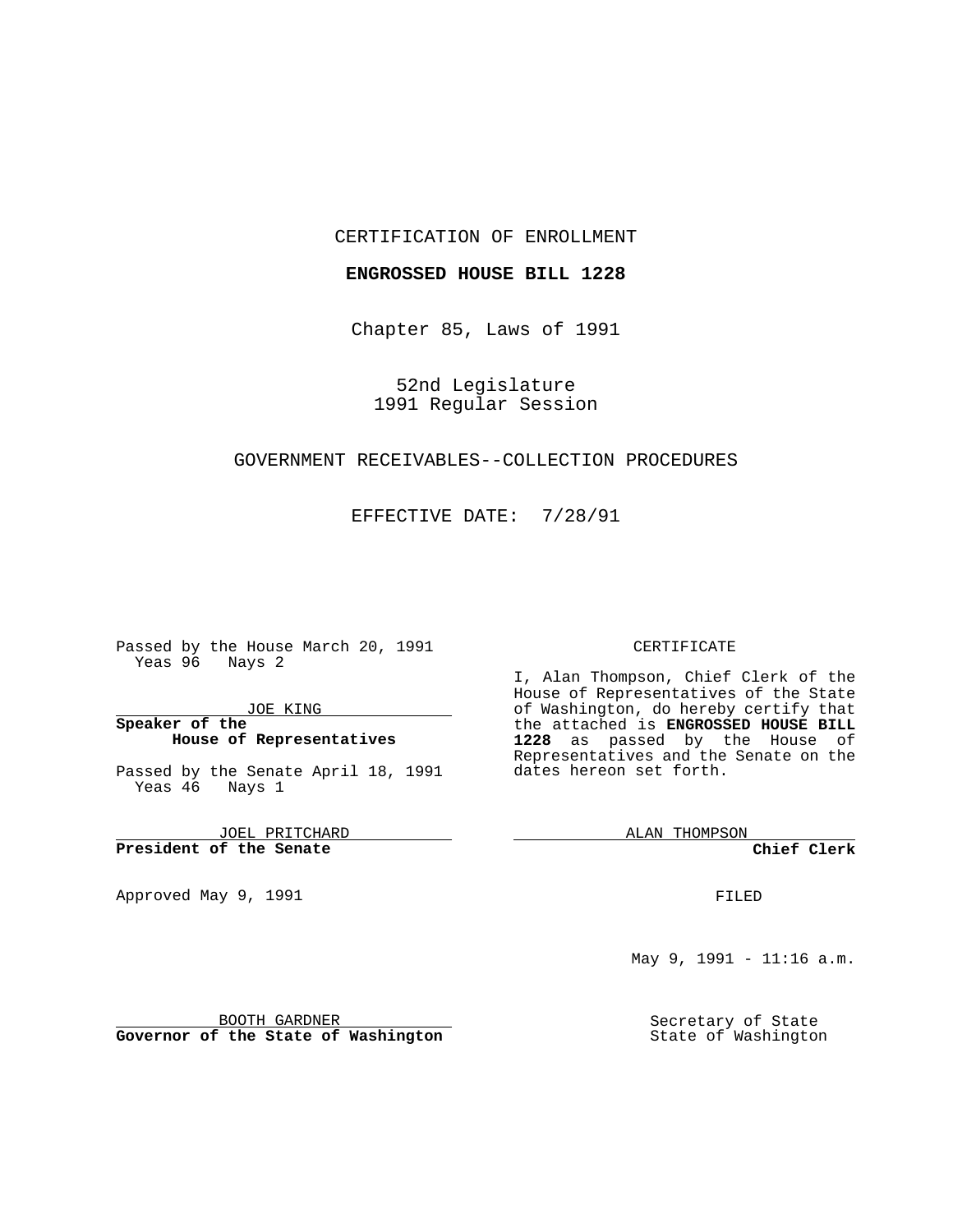CERTIFICATION OF ENROLLMENT

**ENGROSSED HOUSE BILL 1228**

Chapter 85, Laws of 1991

52nd Legislature
1991 Regular Session

GOVERNMENT RECEIVABLES--COLLECTION PROCEDURES

EFFECTIVE DATE: 7/28/91

Passed by the House March 20, 1991
Yeas 96 Nays 2

JOE KING
**Speaker of the House of Representatives**

Passed by the Senate April 18, 1991
Yeas 46 Nays 1

JOEL PRITCHARD
**President of the Senate**

Approved May 9, 1991

BOOTH GARDNER
**Governor of the State of Washington**

CERTIFICATE

I, Alan Thompson, Chief Clerk of the House of Representatives of the State of Washington, do hereby certify that the attached is **ENGROSSED HOUSE BILL 1228** as passed by the House of Representatives and the Senate on the dates hereon set forth.

ALAN THOMPSON
**Chief Clerk**

FILED

May 9, 1991 - 11:16 a.m.

Secretary of State
State of Washington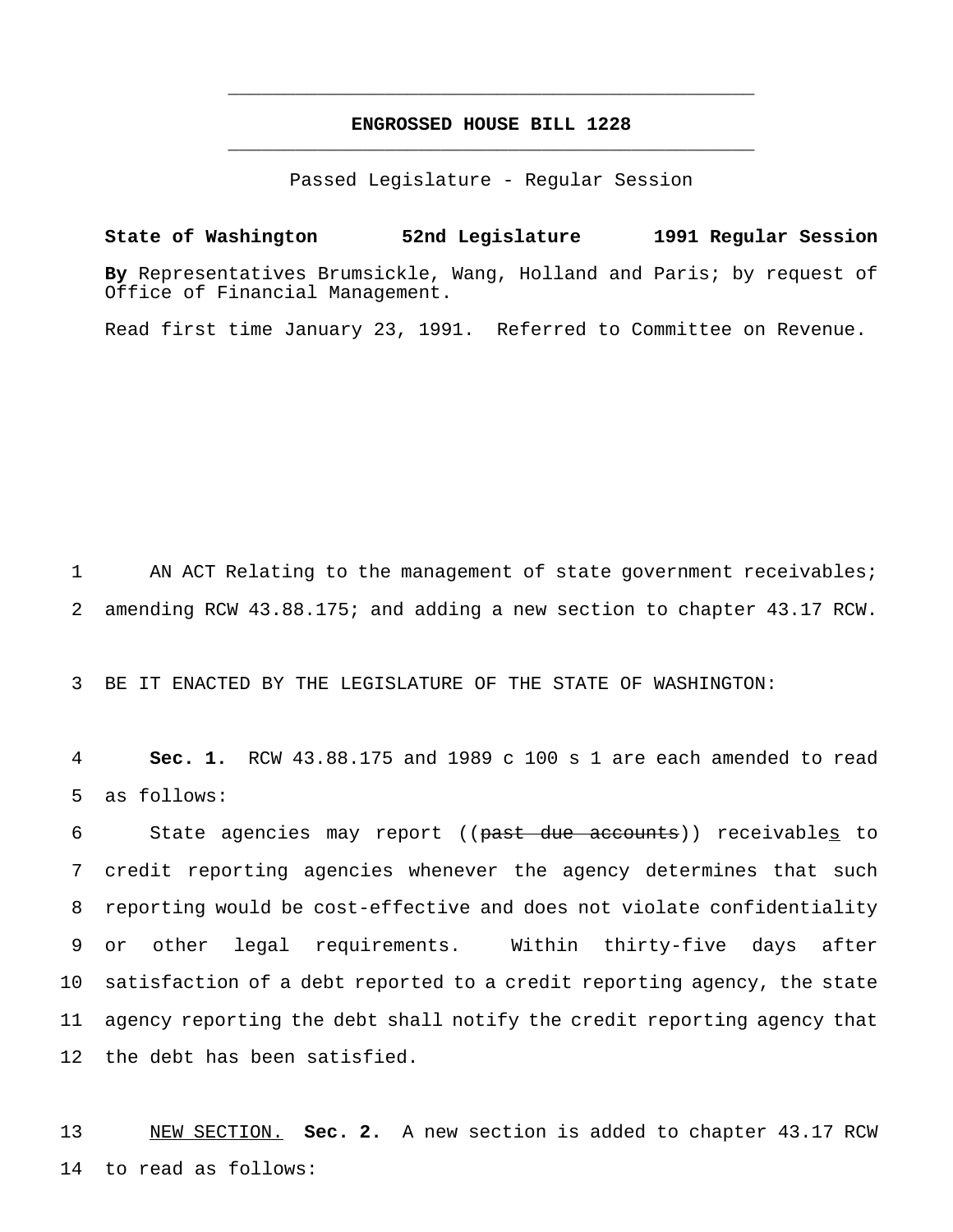# ENGROSSED HOUSE BILL 1228

Passed Legislature - Regular Session

**State of Washington 52nd Legislature 1991 Regular Session**

**By** Representatives Brumsickle, Wang, Holland and Paris; by request of Office of Financial Management.

Read first time January 23, 1991. Referred to Committee on Revenue.

1 AN ACT Relating to the management of state government receivables;
2 amending RCW 43.88.175; and adding a new section to chapter 43.17 RCW.

3 BE IT ENACTED BY THE LEGISLATURE OF THE STATE OF WASHINGTON:

4 **Sec. 1.** RCW 43.88.175 and 1989 c 100 s 1 are each amended to read
5 as follows:

6 State agencies may report ((~~past due accounts~~)) receivable<u>s</u> to
7 credit reporting agencies whenever the agency determines that such
8 reporting would be cost-effective and does not violate confidentiality
9 or other legal requirements. Within thirty-five days after
10 satisfaction of a debt reported to a credit reporting agency, the state
11 agency reporting the debt shall notify the credit reporting agency that
12 the debt has been satisfied.

13 <u>NEW SECTION.</u> **Sec. 2.** A new section is added to chapter 43.17 RCW
14 to read as follows: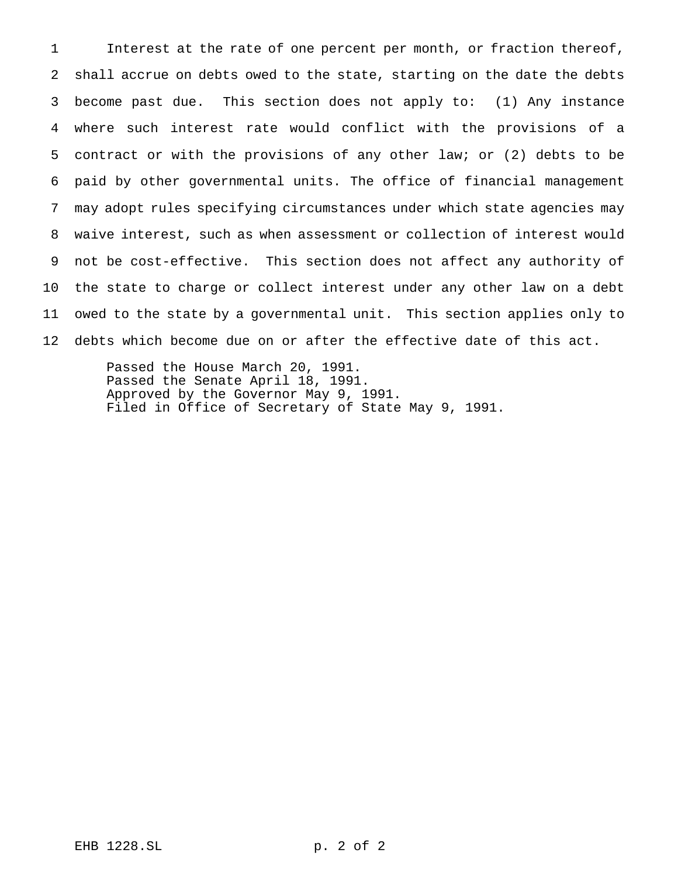Interest at the rate of one percent per month, or fraction thereof, shall accrue on debts owed to the state, starting on the date the debts become past due. This section does not apply to: (1) Any instance where such interest rate would conflict with the provisions of a contract or with the provisions of any other law; or (2) debts to be paid by other governmental units. The office of financial management may adopt rules specifying circumstances under which state agencies may waive interest, such as when assessment or collection of interest would not be cost-effective. This section does not affect any authority of the state to charge or collect interest under any other law on a debt owed to the state by a governmental unit. This section applies only to debts which become due on or after the effective date of this act.

Passed the House March 20, 1991.
Passed the Senate April 18, 1991.
Approved by the Governor May 9, 1991.
Filed in Office of Secretary of State May 9, 1991.